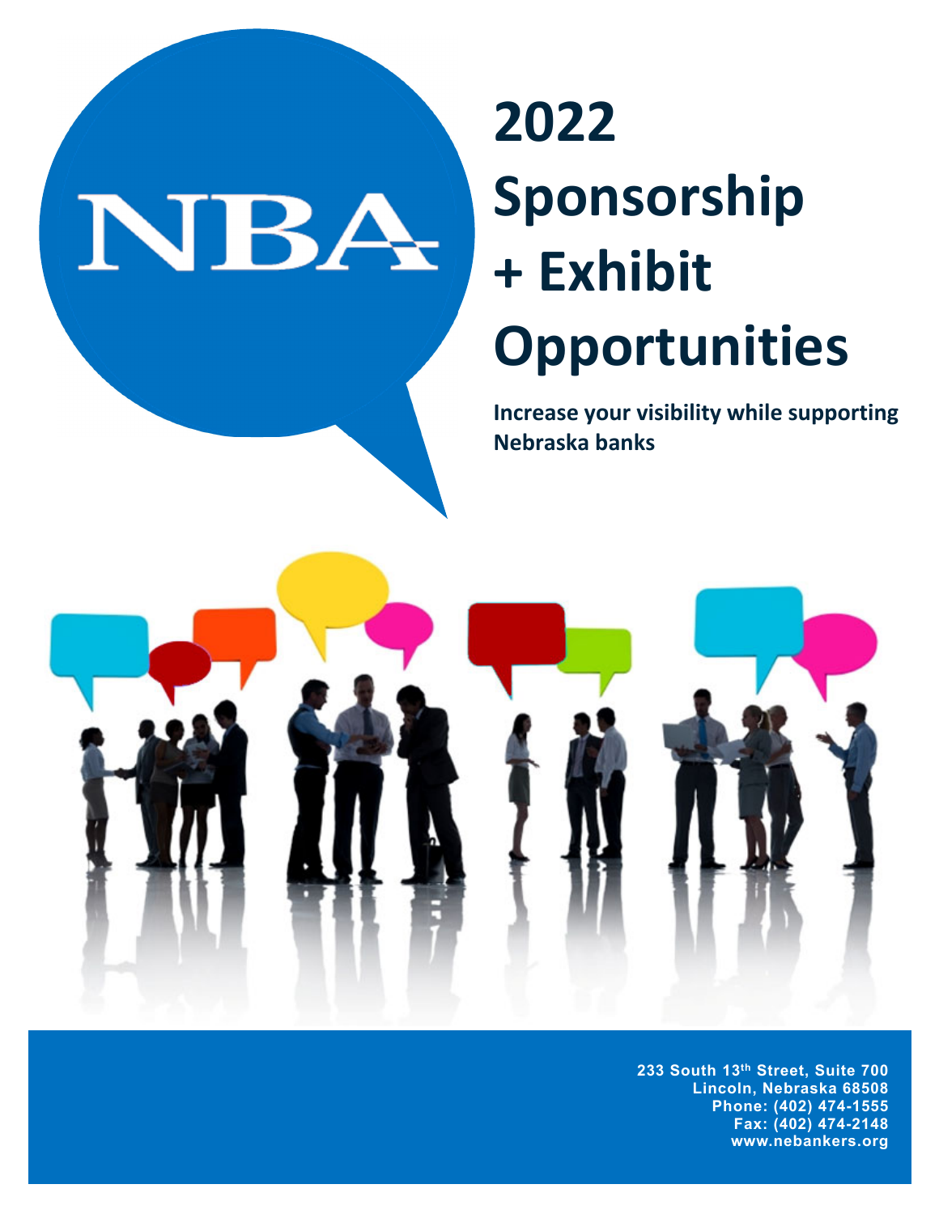NBA

# 2022 Sponsorship + Exhibit Opportunities

**Increase your visibility while supporting Nebraska banks**

233 South 13th Street, Suite 700
Lincoln, Nebraska 68508
Phone: (402) 474-1555
Fax: (402) 474-2148
www.nebankers.org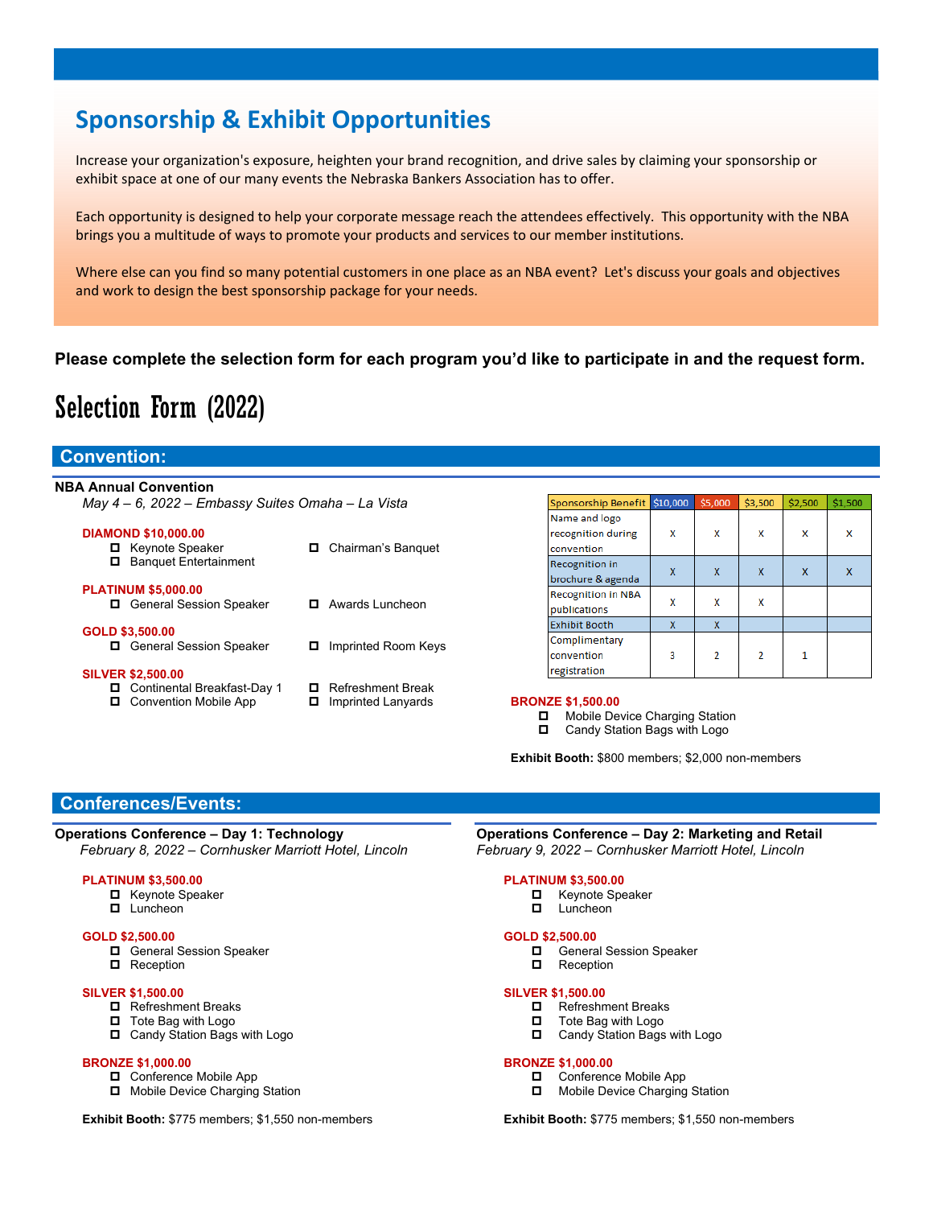## Sponsorship & Exhibit Opportunities

Increase your organization's exposure, heighten your brand recognition, and drive sales by claiming your sponsorship or exhibit space at one of our many events the Nebraska Bankers Association has to offer.

Each opportunity is designed to help your corporate message reach the attendees effectively. This opportunity with the NBA brings you a multitude of ways to promote your products and services to our member institutions.

Where else can you find so many potential customers in one place as an NBA event? Let's discuss your goals and objectives and work to design the best sponsorship package for your needs.

**Please complete the selection form for each program you'd like to participate in and the request form.**

# Selection Form (2022)

## Convention:

**NBA Annual Convention**

*May 4 – 6, 2022 – Embassy Suites Omaha – La Vista*

**DIAMOND $10,000.00**
- ☐ Keynote Speaker
- ☐ Banquet Entertainment
- ☐ Chairman's Banquet

**PLATINUM $5,000.00**
- ☐ General Session Speaker
- ☐ Awards Luncheon

**GOLD $3,500.00**
- ☐ General Session Speaker
- ☐ Imprinted Room Keys

**SILVER $2,500.00**
- ☐ Continental Breakfast-Day 1
- ☐ Convention Mobile App
- ☐ Refreshment Break
- ☐ Imprinted Lanyards

| Sponsorship Benefit | $10,000 | $5,000 | $3,500 | $2,500 | $1,500 |
|---|---|---|---|---|---|
| Name and logo recognition during convention | X | X | X | X | X |
| Recognition in brochure & agenda | X | X | X | X | X |
| Recognition in NBA publications | X | X | X | | |
| Exhibit Booth | X | X | | | |
| Complimentary convention registration | 3 | 2 | 2 | 1 | |

**BRONZE $1,500.00**
- ☐ Mobile Device Charging Station
- ☐ Candy Station Bags with Logo

**Exhibit Booth:** $800 members; $2,000 non-members

## Conferences/Events:

**Operations Conference – Day 1: Technology**

*February 8, 2022 – Cornhusker Marriott Hotel, Lincoln*

**PLATINUM $3,500.00**
- ☐ Keynote Speaker
- ☐ Luncheon

**GOLD $2,500.00**
- ☐ General Session Speaker
- ☐ Reception

**SILVER $1,500.00**
- ☐ Refreshment Breaks
- ☐ Tote Bag with Logo
- ☐ Candy Station Bags with Logo

**BRONZE $1,000.00**
- ☐ Conference Mobile App
- ☐ Mobile Device Charging Station

**Exhibit Booth:** $775 members; $1,550 non-members

**Operations Conference – Day 2: Marketing and Retail**

*February 9, 2022 – Cornhusker Marriott Hotel, Lincoln*

**PLATINUM $3,500.00**
- ☐ Keynote Speaker
- ☐ Luncheon

**GOLD $2,500.00**
- ☐ General Session Speaker
- ☐ Reception

**SILVER $1,500.00**
- ☐ Refreshment Breaks
- ☐ Tote Bag with Logo
- ☐ Candy Station Bags with Logo

**BRONZE $1,000.00**
- ☐ Conference Mobile App
- ☐ Mobile Device Charging Station

**Exhibit Booth:** $775 members; $1,550 non-members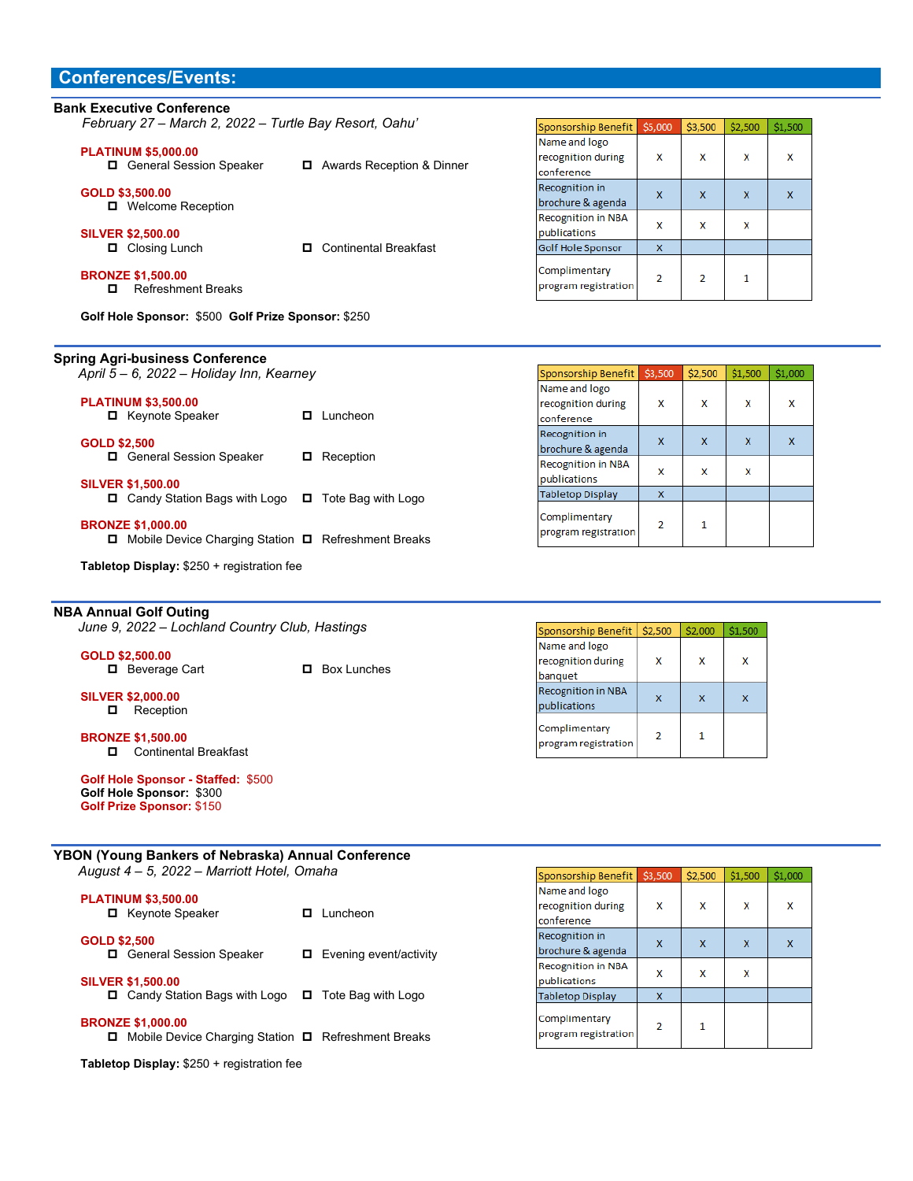## Conferences/Events:

### Bank Executive Conference

*February 27 – March 2, 2022 – Turtle Bay Resort, Oahu'*

**PLATINUM $5,000.00**
- General Session Speaker
- Awards Reception & Dinner

**GOLD $3,500.00**
- Welcome Reception

**SILVER $2,500.00**
- Closing Lunch
- Continental Breakfast

**BRONZE $1,500.00**
- Refreshment Breaks

**Golf Hole Sponsor:** $500 **Golf Prize Sponsor:** $250

| Sponsorship Benefit | $5,000 | $3,500 | $2,500 | $1,500 |
|---|---|---|---|---|
| Name and logo recognition during conference | X | X | X | X |
| Recognition in brochure & agenda | X | X | X | X |
| Recognition in NBA publications | X | X | X | |
| Golf Hole Sponsor | X | | | |
| Complimentary program registration | 2 | 2 | 1 | |

### Spring Agri-business Conference

*April 5 – 6, 2022 – Holiday Inn, Kearney*

**PLATINUM $3,500.00**
- Keynote Speaker
- Luncheon

**GOLD $2,500**
- General Session Speaker
- Reception

**SILVER $1,500.00**
- Candy Station Bags with Logo
- Tote Bag with Logo

**BRONZE $1,000.00**
- Mobile Device Charging Station
- Refreshment Breaks

**Tabletop Display:** $250 + registration fee

| Sponsorship Benefit | $3,500 | $2,500 | $1,500 | $1,000 |
|---|---|---|---|---|
| Name and logo recognition during conference | X | X | X | X |
| Recognition in brochure & agenda | X | X | X | X |
| Recognition in NBA publications | X | X | X | |
| Tabletop Display | X | | | |
| Complimentary program registration | 2 | 1 | | |

### NBA Annual Golf Outing

*June 9, 2022 – Lochland Country Club, Hastings*

**GOLD $2,500.00**
- Beverage Cart
- Box Lunches

**SILVER $2,000.00**
- Reception

**BRONZE $1,500.00**
- Continental Breakfast

**Golf Hole Sponsor - Staffed:** $500
**Golf Hole Sponsor:** $300
**Golf Prize Sponsor:** $150

| Sponsorship Benefit | $2,500 | $2,000 | $1,500 |
|---|---|---|---|
| Name and logo recognition during banquet | X | X | X |
| Recognition in NBA publications | X | X | X |
| Complimentary program registration | 2 | 1 | |

### YBON (Young Bankers of Nebraska) Annual Conference

*August 4 – 5, 2022 – Marriott Hotel, Omaha*

**PLATINUM $3,500.00**
- Keynote Speaker
- Luncheon

**GOLD $2,500**
- General Session Speaker
- Evening event/activity

**SILVER $1,500.00**
- Candy Station Bags with Logo
- Tote Bag with Logo

**BRONZE $1,000.00**
- Mobile Device Charging Station
- Refreshment Breaks

**Tabletop Display:** $250 + registration fee

| Sponsorship Benefit | $3,500 | $2,500 | $1,500 | $1,000 |
|---|---|---|---|---|
| Name and logo recognition during conference | X | X | X | X |
| Recognition in brochure & agenda | X | X | X | X |
| Recognition in NBA publications | X | X | X | |
| Tabletop Display | X | | | |
| Complimentary program registration | 2 | 1 | | |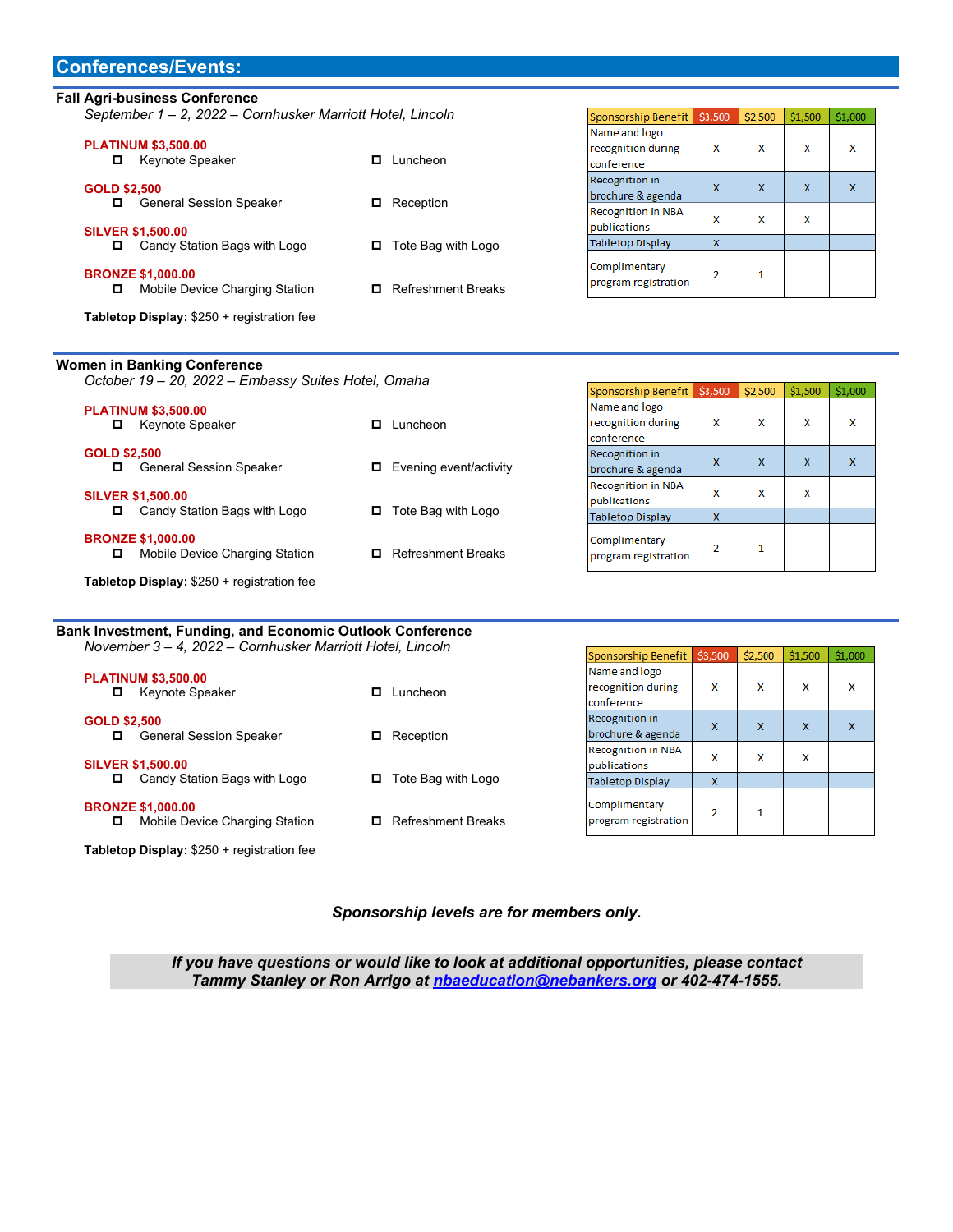## Conferences/Events:

### Fall Agri-business Conference

*September 1 – 2, 2022 – Cornhusker Marriott Hotel, Lincoln*

**PLATINUM $3,500.00**
- ☐ Keynote Speaker
- ☐ Luncheon

**GOLD $2,500**
- ☐ General Session Speaker
- ☐ Reception

**SILVER $1,500.00**
- ☐ Candy Station Bags with Logo
- ☐ Tote Bag with Logo

**BRONZE $1,000.00**
- ☐ Mobile Device Charging Station
- ☐ Refreshment Breaks

**Tabletop Display:** $250 + registration fee

| Sponsorship Benefit | $3,500 | $2,500 | $1,500 | $1,000 |
|---|---|---|---|---|
| Name and logo recognition during conference | x | x | x | x |
| Recognition in brochure & agenda | x | x | x | x |
| Recognition in NBA publications | x | x | x | |
| Tabletop Display | x | | | |
| Complimentary program registration | 2 | 1 | | |

### Women in Banking Conference

*October 19 – 20, 2022 – Embassy Suites Hotel, Omaha*

**PLATINUM $3,500.00**
- ☐ Keynote Speaker
- ☐ Luncheon

**GOLD $2,500**
- ☐ General Session Speaker
- ☐ Evening event/activity

**SILVER $1,500.00**
- ☐ Candy Station Bags with Logo
- ☐ Tote Bag with Logo

**BRONZE $1,000.00**
- ☐ Mobile Device Charging Station
- ☐ Refreshment Breaks

**Tabletop Display:** $250 + registration fee

| Sponsorship Benefit | $3,500 | $2,500 | $1,500 | $1,000 |
|---|---|---|---|---|
| Name and logo recognition during conference | x | x | x | x |
| Recognition in brochure & agenda | x | x | x | x |
| Recognition in NBA publications | x | x | x | |
| Tabletop Display | x | | | |
| Complimentary program registration | 2 | 1 | | |

### Bank Investment, Funding, and Economic Outlook Conference

*November 3 – 4, 2022 – Cornhusker Marriott Hotel, Lincoln*

**PLATINUM $3,500.00**
- ☐ Keynote Speaker
- ☐ Luncheon

**GOLD $2,500**
- ☐ General Session Speaker
- ☐ Reception

**SILVER $1,500.00**
- ☐ Candy Station Bags with Logo
- ☐ Tote Bag with Logo

**BRONZE $1,000.00**
- ☐ Mobile Device Charging Station
- ☐ Refreshment Breaks

**Tabletop Display:** $250 + registration fee

| Sponsorship Benefit | $3,500 | $2,500 | $1,500 | $1,000 |
|---|---|---|---|---|
| Name and logo recognition during conference | x | x | x | x |
| Recognition in brochure & agenda | x | x | x | x |
| Recognition in NBA publications | x | x | x | |
| Tabletop Display | x | | | |
| Complimentary program registration | 2 | 1 | | |

***Sponsorship levels are for members only.***

***If you have questions or would like to look at additional opportunities, please contact Tammy Stanley or Ron Arrigo at nbaeducation@nebankers.org or 402-474-1555.***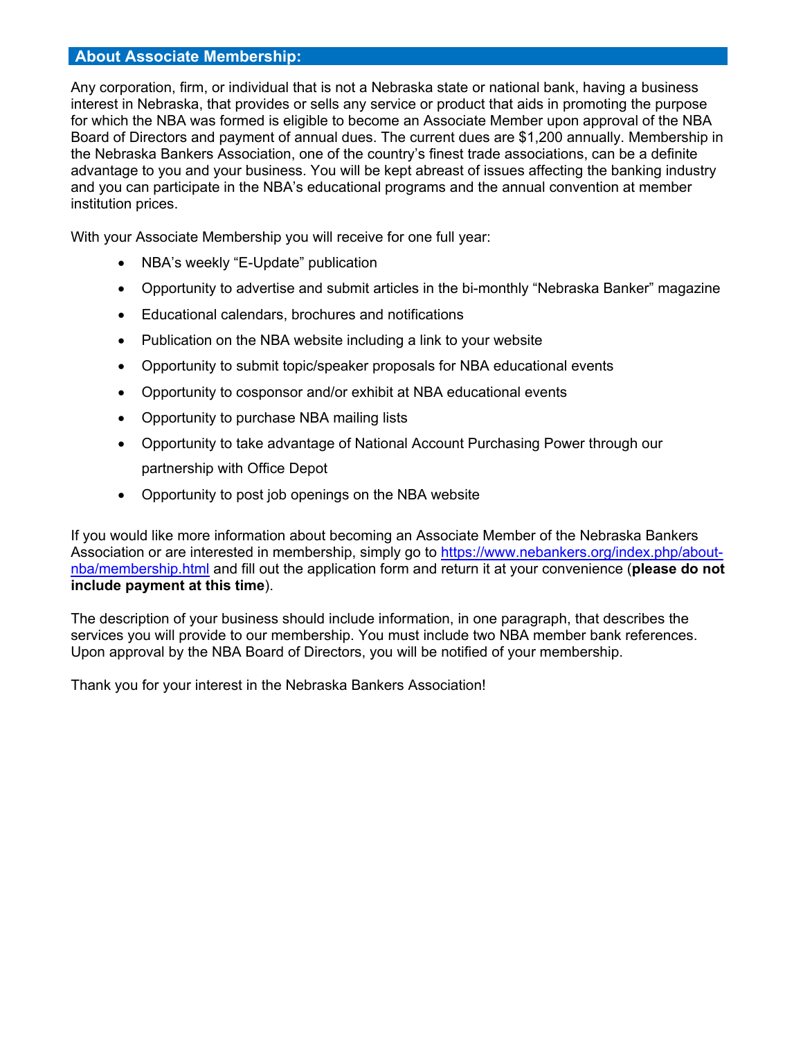## About Associate Membership:

Any corporation, firm, or individual that is not a Nebraska state or national bank, having a business interest in Nebraska, that provides or sells any service or product that aids in promoting the purpose for which the NBA was formed is eligible to become an Associate Member upon approval of the NBA Board of Directors and payment of annual dues. The current dues are $1,200 annually. Membership in the Nebraska Bankers Association, one of the country's finest trade associations, can be a definite advantage to you and your business. You will be kept abreast of issues affecting the banking industry and you can participate in the NBA's educational programs and the annual convention at member institution prices.

With your Associate Membership you will receive for one full year:

- NBA's weekly "E-Update" publication
- Opportunity to advertise and submit articles in the bi-monthly "Nebraska Banker" magazine
- Educational calendars, brochures and notifications
- Publication on the NBA website including a link to your website
- Opportunity to submit topic/speaker proposals for NBA educational events
- Opportunity to cosponsor and/or exhibit at NBA educational events
- Opportunity to purchase NBA mailing lists
- Opportunity to take advantage of National Account Purchasing Power through our partnership with Office Depot
- Opportunity to post job openings on the NBA website

If you would like more information about becoming an Associate Member of the Nebraska Bankers Association or are interested in membership, simply go to [https://www.nebankers.org/index.php/about-nba/membership.html](https://www.nebankers.org/index.php/about-nba/membership.html) and fill out the application form and return it at your convenience (**please do not include payment at this time**).

The description of your business should include information, in one paragraph, that describes the services you will provide to our membership. You must include two NBA member bank references. Upon approval by the NBA Board of Directors, you will be notified of your membership.

Thank you for your interest in the Nebraska Bankers Association!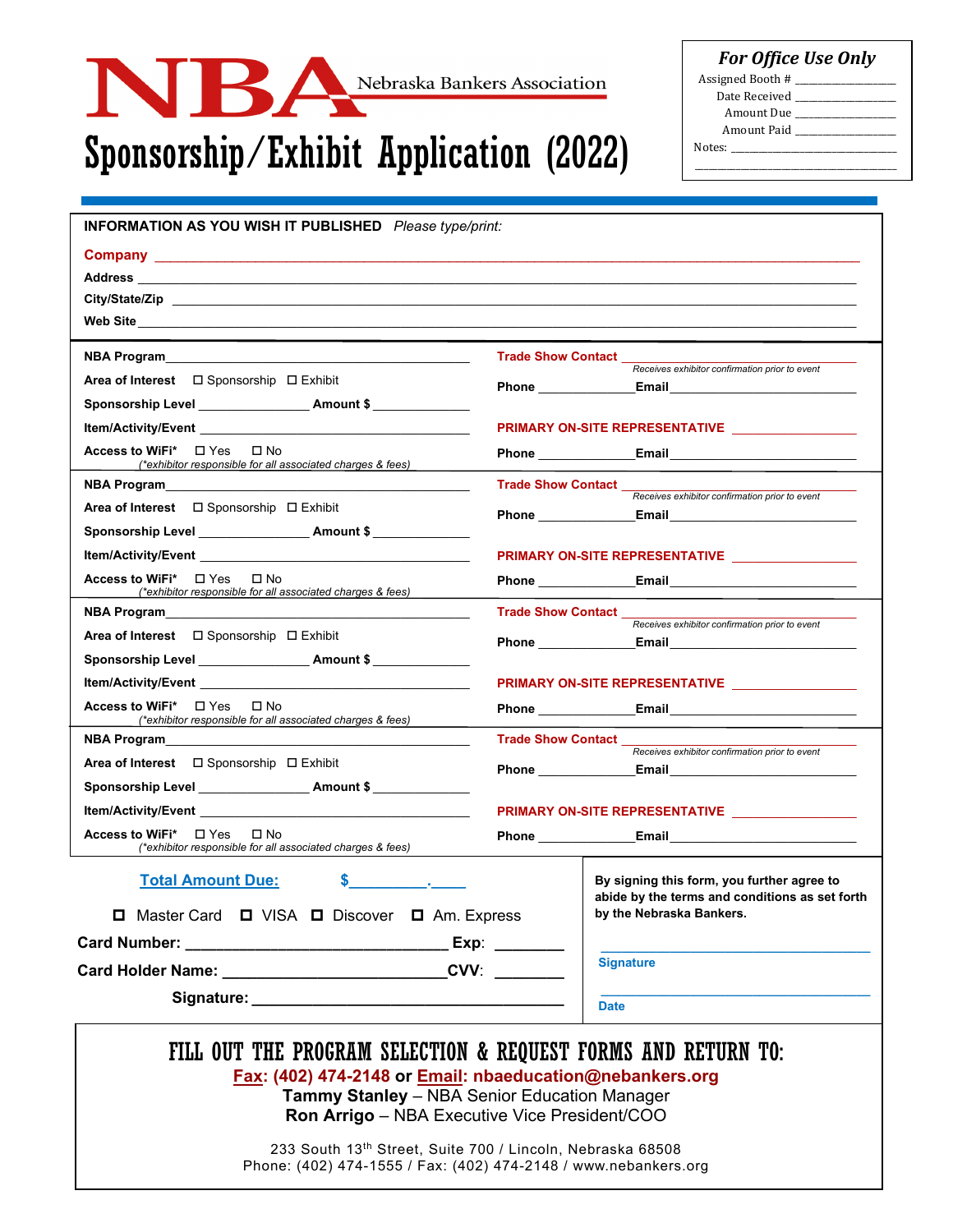# NBA Nebraska Bankers Association

# Sponsorship/Exhibit Application (2022)

**For Office Use Only**

Assigned Booth # ________________

Date Received ________________

Amount Due ________________

Amount Paid ________________

Notes: ________________________

**INFORMATION AS YOU WISH IT PUBLISHED** *Please type/print:*

**Company** ______________________________

**Address** ______________________________

**City/State/Zip** ______________________________

**Web Site** ______________________________

**NBA Program** ______________________________

**Area of Interest** ☐ Sponsorship ☐ Exhibit

**Sponsorship Level** ____________ **Amount $** ____________

**Item/Activity/Event** ______________________________

**Access to WiFi*** ☐ Yes ☐ No

*(\*exhibitor responsible for all associated charges & fees)*

**Trade Show Contact** ______________________________

*Receives exhibitor confirmation prior to event*

**Phone** ____________ **Email** ______________________________

**PRIMARY ON-SITE REPRESENTATIVE** ____________

**Phone** ____________ **Email** ______________________________

**NBA Program** ______________________________

**Area of Interest** ☐ Sponsorship ☐ Exhibit

**Sponsorship Level** ____________ **Amount $** ____________

**Item/Activity/Event** ______________________________

**Access to WiFi*** ☐ Yes ☐ No

*(\*exhibitor responsible for all associated charges & fees)*

**Trade Show Contact** ______________________________

*Receives exhibitor confirmation prior to event*

**Phone** ____________ **Email** ______________________________

**PRIMARY ON-SITE REPRESENTATIVE** ____________

**Phone** ____________ **Email** ______________________________

**NBA Program** ______________________________

**Area of Interest** ☐ Sponsorship ☐ Exhibit

**Sponsorship Level** ____________ **Amount $** ____________

**Item/Activity/Event** ______________________________

**Access to WiFi*** ☐ Yes ☐ No

*(\*exhibitor responsible for all associated charges & fees)*

**Trade Show Contact** ______________________________

*Receives exhibitor confirmation prior to event*

**Phone** ____________ **Email** ______________________________

**PRIMARY ON-SITE REPRESENTATIVE** ____________

**Phone** ____________ **Email** ______________________________

**NBA Program** ______________________________

**Area of Interest** ☐ Sponsorship ☐ Exhibit

**Sponsorship Level** ____________ **Amount $** ____________

**Item/Activity/Event** ______________________________

**Access to WiFi*** ☐ Yes ☐ No

*(\*exhibitor responsible for all associated charges & fees)*

**Trade Show Contact** ______________________________

*Receives exhibitor confirmation prior to event*

**Phone** ____________ **Email** ______________________________

**PRIMARY ON-SITE REPRESENTATIVE** ____________

**Phone** ____________ **Email** ______________________________

**Total Amount Due:** $________.____

☐ Master Card ☐ VISA ☐ Discover ☐ Am. Express

**Card Number:** ______________________________ **Exp:** ________

**Card Holder Name:** ______________________________ **CVV:** ________

**Signature:** ______________________________

**By signing this form, you further agree to abide by the terms and conditions as set forth by the Nebraska Bankers.**

______________________________

**Signature**

______________________________

**Date**

## FILL OUT THE PROGRAM SELECTION & REQUEST FORMS AND RETURN TO:

**Fax: (402) 474-2148 or Email: nbaeducation@nebankers.org**

**Tammy Stanley** – NBA Senior Education Manager

**Ron Arrigo** – NBA Executive Vice President/COO

233 South 13th Street, Suite 700 / Lincoln, Nebraska 68508

Phone: (402) 474-1555 / Fax: (402) 474-2148 / www.nebankers.org